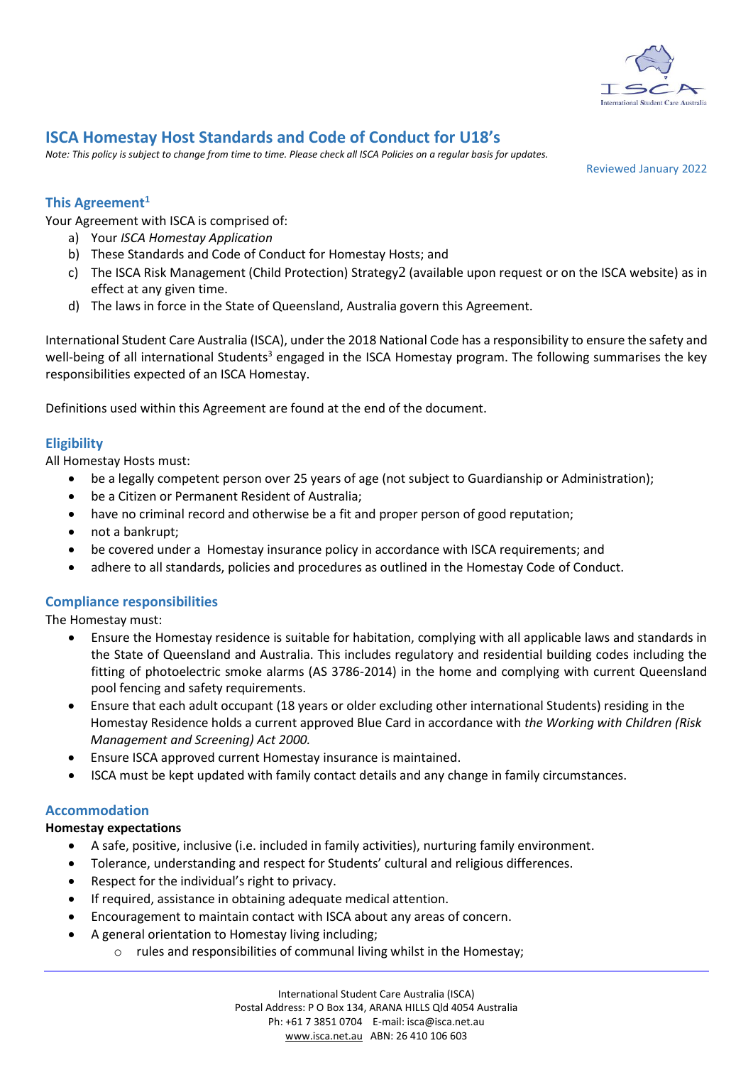# ISCA Homestay Host Standards and Code of Conduct for U18's

*Note: This policy is subject to change from time to time. Please check all ISCA Policies on a regular basis for updates.*

Reviewed January 2022

## This Agreement[1]

Your Agreement with ISCA is comprised of:

a) Your *ISCA Homestay Application*
b) These Standards and Code of Conduct for Homestay Hosts; and
c) The ISCA Risk Management (Child Protection) Strategy2 (available upon request or on the ISCA website) as in effect at any given time.
d) The laws in force in the State of Queensland, Australia govern this Agreement.

International Student Care Australia (ISCA), under the 2018 National Code has a responsibility to ensure the safety and well-being of all international Students[3] engaged in the ISCA Homestay program. The following summarises the key responsibilities expected of an ISCA Homestay.

Definitions used within this Agreement are found at the end of the document.

## Eligibility

All Homestay Hosts must:

- be a legally competent person over 25 years of age (not subject to Guardianship or Administration);
- be a Citizen or Permanent Resident of Australia;
- have no criminal record and otherwise be a fit and proper person of good reputation;
- not a bankrupt;
- be covered under a Homestay insurance policy in accordance with ISCA requirements; and
- adhere to all standards, policies and procedures as outlined in the Homestay Code of Conduct.

## Compliance responsibilities

The Homestay must:

- Ensure the Homestay residence is suitable for habitation, complying with all applicable laws and standards in the State of Queensland and Australia. This includes regulatory and residential building codes including the fitting of photoelectric smoke alarms (AS 3786-2014) in the home and complying with current Queensland pool fencing and safety requirements.
- Ensure that each adult occupant (18 years or older excluding other international Students) residing in the Homestay Residence holds a current approved Blue Card in accordance with *the Working with Children (Risk Management and Screening) Act 2000.*
- Ensure ISCA approved current Homestay insurance is maintained.
- ISCA must be kept updated with family contact details and any change in family circumstances.

## Accommodation

**Homestay expectations**

- A safe, positive, inclusive (i.e. included in family activities), nurturing family environment.
- Tolerance, understanding and respect for Students' cultural and religious differences.
- Respect for the individual's right to privacy.
- If required, assistance in obtaining adequate medical attention.
- Encouragement to maintain contact with ISCA about any areas of concern.
- A general orientation to Homestay living including;
  - rules and responsibilities of communal living whilst in the Homestay;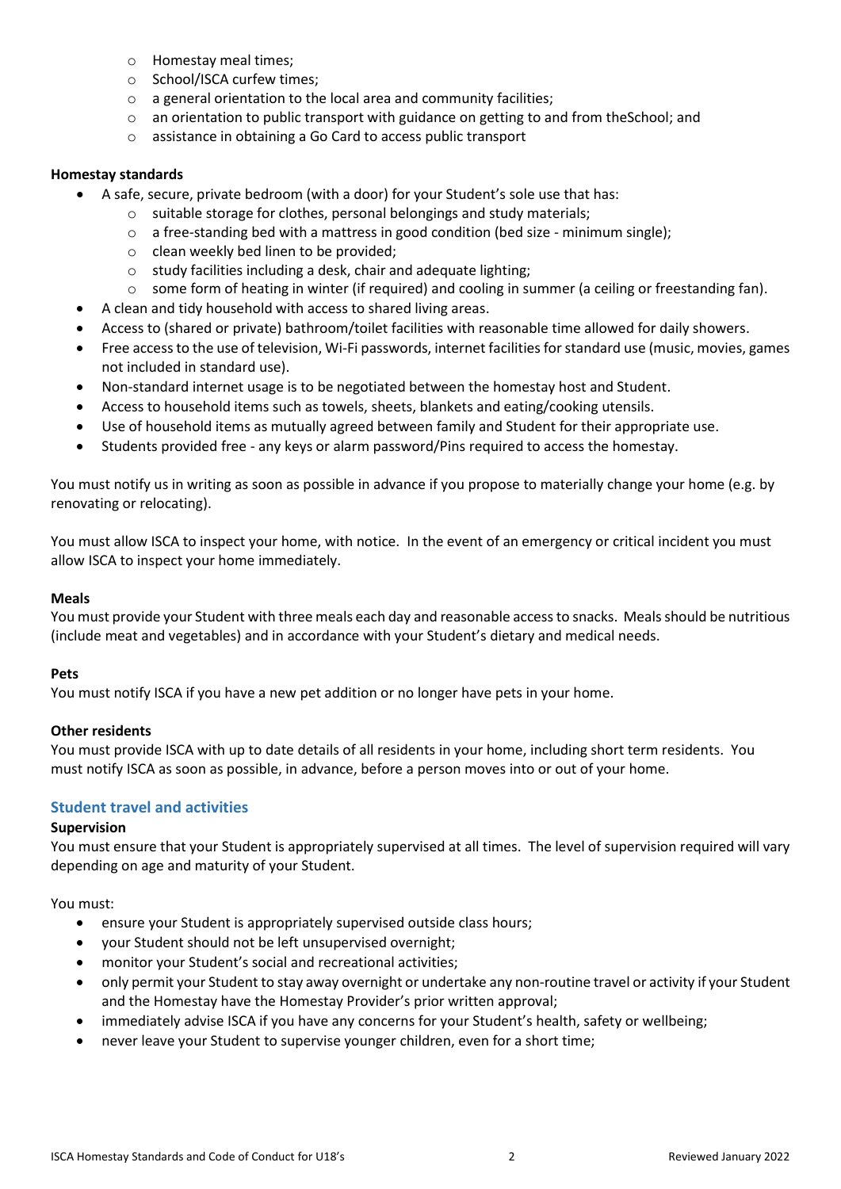- Homestay meal times;
    - School/ISCA curfew times;
    - a general orientation to the local area and community facilities;
    - an orientation to public transport with guidance on getting to and from theSchool; and
    - assistance in obtaining a Go Card to access public transport

**Homestay standards**

- A safe, secure, private bedroom (with a door) for your Student's sole use that has:
    - suitable storage for clothes, personal belongings and study materials;
    - a free-standing bed with a mattress in good condition (bed size - minimum single);
    - clean weekly bed linen to be provided;
    - study facilities including a desk, chair and adequate lighting;
    - some form of heating in winter (if required) and cooling in summer (a ceiling or freestanding fan).
- A clean and tidy household with access to shared living areas.
- Access to (shared or private) bathroom/toilet facilities with reasonable time allowed for daily showers.
- Free access to the use of television, Wi-Fi passwords, internet facilities for standard use (music, movies, games not included in standard use).
- Non-standard internet usage is to be negotiated between the homestay host and Student.
- Access to household items such as towels, sheets, blankets and eating/cooking utensils.
- Use of household items as mutually agreed between family and Student for their appropriate use.
- Students provided free - any keys or alarm password/Pins required to access the homestay.

You must notify us in writing as soon as possible in advance if you propose to materially change your home (e.g. by renovating or relocating).

You must allow ISCA to inspect your home, with notice. In the event of an emergency or critical incident you must allow ISCA to inspect your home immediately.

**Meals**

You must provide your Student with three meals each day and reasonable access to snacks. Meals should be nutritious (include meat and vegetables) and in accordance with your Student's dietary and medical needs.

**Pets**

You must notify ISCA if you have a new pet addition or no longer have pets in your home.

**Other residents**

You must provide ISCA with up to date details of all residents in your home, including short term residents. You must notify ISCA as soon as possible, in advance, before a person moves into or out of your home.

## Student travel and activities

**Supervision**

You must ensure that your Student is appropriately supervised at all times. The level of supervision required will vary depending on age and maturity of your Student.

You must:

- ensure your Student is appropriately supervised outside class hours;
- your Student should not be left unsupervised overnight;
- monitor your Student's social and recreational activities;
- only permit your Student to stay away overnight or undertake any non-routine travel or activity if your Student and the Homestay have the Homestay Provider's prior written approval;
- immediately advise ISCA if you have any concerns for your Student's health, safety or wellbeing;
- never leave your Student to supervise younger children, even for a short time;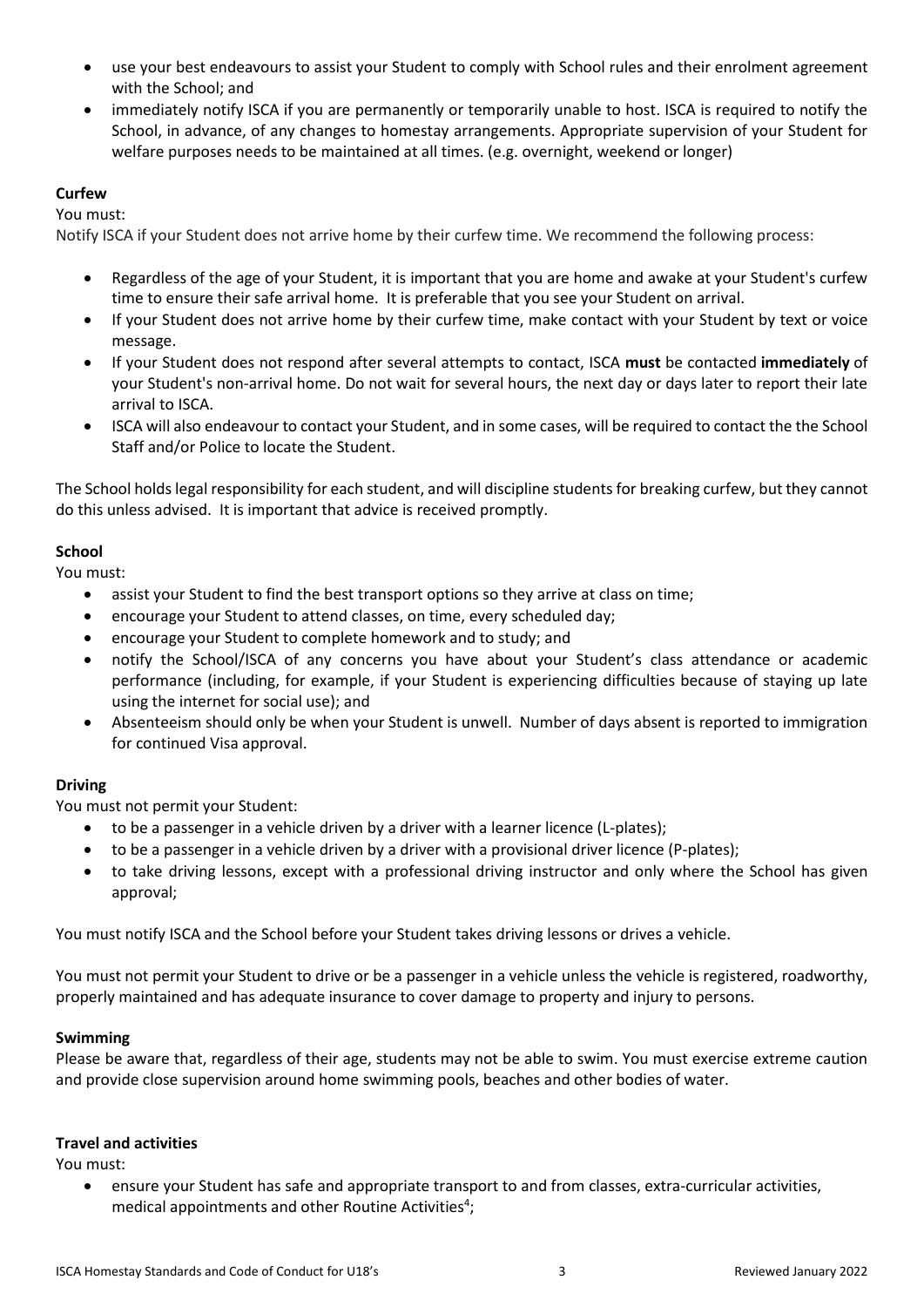- use your best endeavours to assist your Student to comply with School rules and their enrolment agreement with the School; and
- immediately notify ISCA if you are permanently or temporarily unable to host. ISCA is required to notify the School, in advance, of any changes to homestay arrangements. Appropriate supervision of your Student for welfare purposes needs to be maintained at all times. (e.g. overnight, weekend or longer)

**Curfew**

You must:

Notify ISCA if your Student does not arrive home by their curfew time. We recommend the following process:

- Regardless of the age of your Student, it is important that you are home and awake at your Student's curfew time to ensure their safe arrival home. It is preferable that you see your Student on arrival.
- If your Student does not arrive home by their curfew time, make contact with your Student by text or voice message.
- If your Student does not respond after several attempts to contact, ISCA **must** be contacted **immediately** of your Student's non-arrival home. Do not wait for several hours, the next day or days later to report their late arrival to ISCA.
- ISCA will also endeavour to contact your Student, and in some cases, will be required to contact the the School Staff and/or Police to locate the Student.

The School holds legal responsibility for each student, and will discipline students for breaking curfew, but they cannot do this unless advised. It is important that advice is received promptly.

**School**

You must:

- assist your Student to find the best transport options so they arrive at class on time;
- encourage your Student to attend classes, on time, every scheduled day;
- encourage your Student to complete homework and to study; and
- notify the School/ISCA of any concerns you have about your Student's class attendance or academic performance (including, for example, if your Student is experiencing difficulties because of staying up late using the internet for social use); and
- Absenteeism should only be when your Student is unwell. Number of days absent is reported to immigration for continued Visa approval.

**Driving**

You must not permit your Student:

- to be a passenger in a vehicle driven by a driver with a learner licence (L-plates);
- to be a passenger in a vehicle driven by a driver with a provisional driver licence (P-plates);
- to take driving lessons, except with a professional driving instructor and only where the School has given approval;

You must notify ISCA and the School before your Student takes driving lessons or drives a vehicle.

You must not permit your Student to drive or be a passenger in a vehicle unless the vehicle is registered, roadworthy, properly maintained and has adequate insurance to cover damage to property and injury to persons.

**Swimming**

Please be aware that, regardless of their age, students may not be able to swim. You must exercise extreme caution and provide close supervision around home swimming pools, beaches and other bodies of water.

**Travel and activities**

You must:

- ensure your Student has safe and appropriate transport to and from classes, extra-curricular activities, medical appointments and other Routine Activities[4];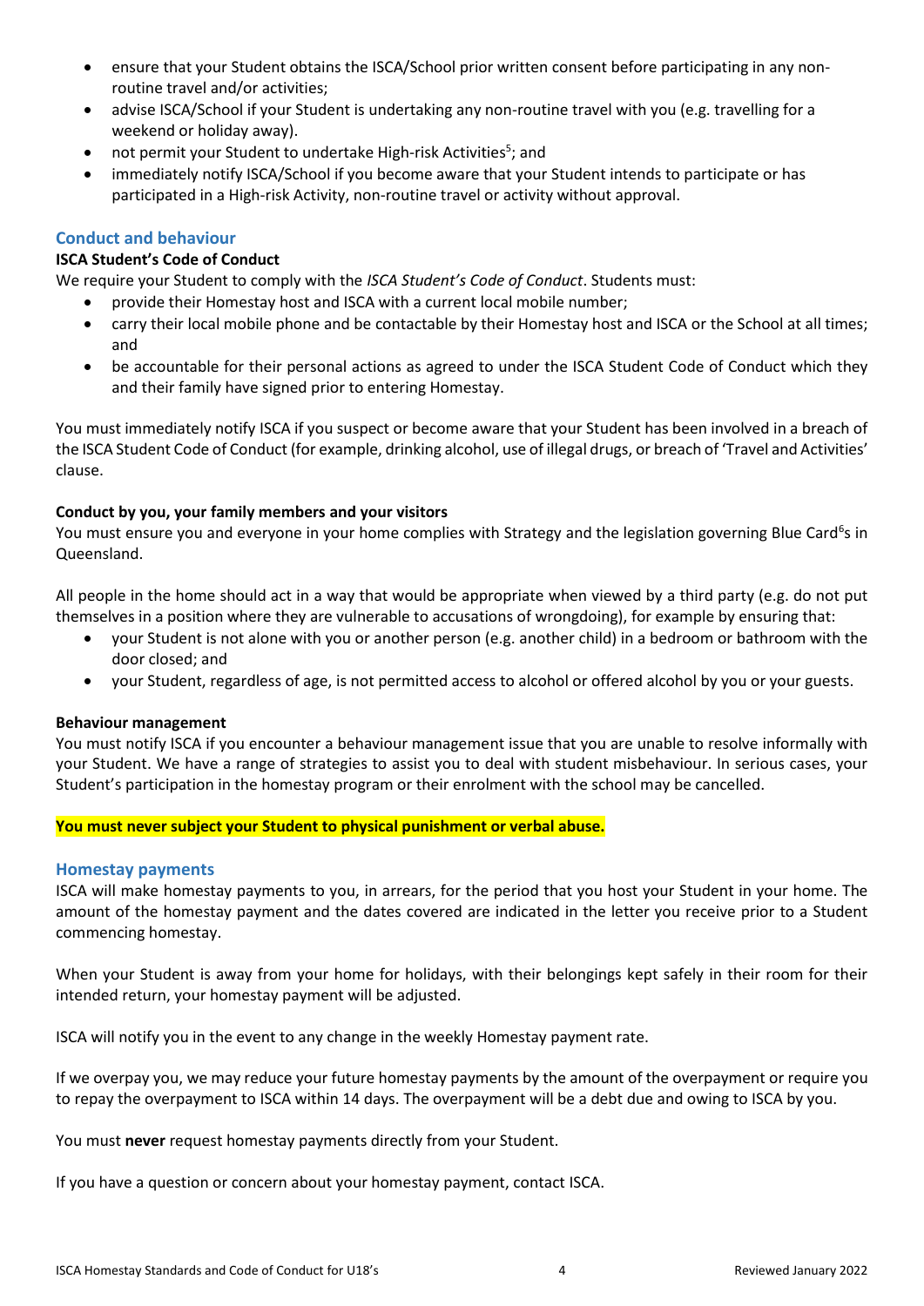- ensure that your Student obtains the ISCA/School prior written consent before participating in any non-routine travel and/or activities;
- advise ISCA/School if your Student is undertaking any non-routine travel with you (e.g. travelling for a weekend or holiday away).
- not permit your Student to undertake High-risk Activities[5]; and
- immediately notify ISCA/School if you become aware that your Student intends to participate or has participated in a High-risk Activity, non-routine travel or activity without approval.

## Conduct and behaviour

**ISCA Student's Code of Conduct**

We require your Student to comply with the *ISCA Student's Code of Conduct*. Students must:

- provide their Homestay host and ISCA with a current local mobile number;
- carry their local mobile phone and be contactable by their Homestay host and ISCA or the School at all times; and
- be accountable for their personal actions as agreed to under the ISCA Student Code of Conduct which they and their family have signed prior to entering Homestay.

You must immediately notify ISCA if you suspect or become aware that your Student has been involved in a breach of the ISCA Student Code of Conduct (for example, drinking alcohol, use of illegal drugs, or breach of 'Travel and Activities' clause.

**Conduct by you, your family members and your visitors**

You must ensure you and everyone in your home complies with Strategy and the legislation governing Blue Card[6]s in Queensland.

All people in the home should act in a way that would be appropriate when viewed by a third party (e.g. do not put themselves in a position where they are vulnerable to accusations of wrongdoing), for example by ensuring that:

- your Student is not alone with you or another person (e.g. another child) in a bedroom or bathroom with the door closed; and
- your Student, regardless of age, is not permitted access to alcohol or offered alcohol by you or your guests.

**Behaviour management**

You must notify ISCA if you encounter a behaviour management issue that you are unable to resolve informally with your Student. We have a range of strategies to assist you to deal with student misbehaviour. In serious cases, your Student's participation in the homestay program or their enrolment with the school may be cancelled.

**You must never subject your Student to physical punishment or verbal abuse.**

## Homestay payments

ISCA will make homestay payments to you, in arrears, for the period that you host your Student in your home. The amount of the homestay payment and the dates covered are indicated in the letter you receive prior to a Student commencing homestay.

When your Student is away from your home for holidays, with their belongings kept safely in their room for their intended return, your homestay payment will be adjusted.

ISCA will notify you in the event to any change in the weekly Homestay payment rate.

If we overpay you, we may reduce your future homestay payments by the amount of the overpayment or require you to repay the overpayment to ISCA within 14 days. The overpayment will be a debt due and owing to ISCA by you.

You must **never** request homestay payments directly from your Student.

If you have a question or concern about your homestay payment, contact ISCA.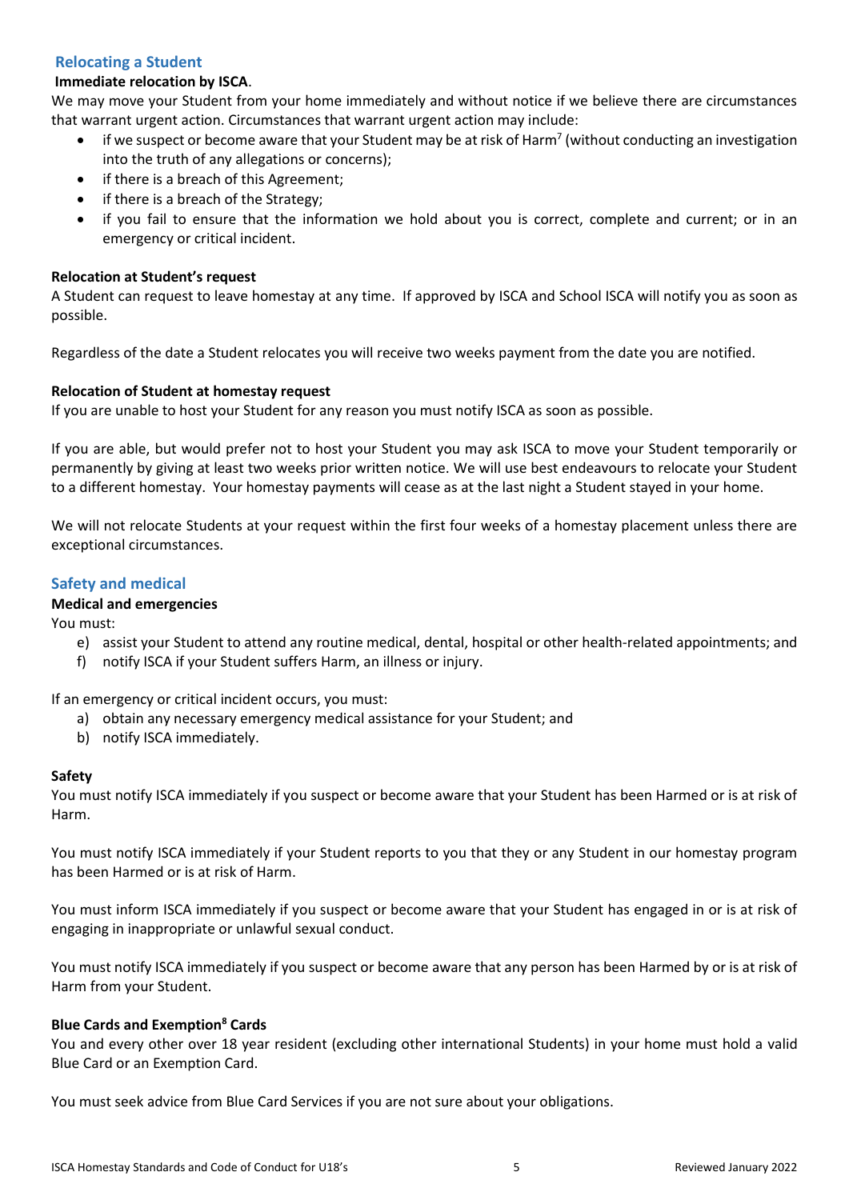## Relocating a Student

**Immediate relocation by ISCA**.

We may move your Student from your home immediately and without notice if we believe there are circumstances that warrant urgent action. Circumstances that warrant urgent action may include:

- if we suspect or become aware that your Student may be at risk of Harm[7] (without conducting an investigation into the truth of any allegations or concerns);
- if there is a breach of this Agreement;
- if there is a breach of the Strategy;
- if you fail to ensure that the information we hold about you is correct, complete and current; or in an emergency or critical incident.

**Relocation at Student's request**

A Student can request to leave homestay at any time. If approved by ISCA and School ISCA will notify you as soon as possible.

Regardless of the date a Student relocates you will receive two weeks payment from the date you are notified.

**Relocation of Student at homestay request**

If you are unable to host your Student for any reason you must notify ISCA as soon as possible.

If you are able, but would prefer not to host your Student you may ask ISCA to move your Student temporarily or permanently by giving at least two weeks prior written notice. We will use best endeavours to relocate your Student to a different homestay. Your homestay payments will cease as at the last night a Student stayed in your home.

We will not relocate Students at your request within the first four weeks of a homestay placement unless there are exceptional circumstances.

## Safety and medical

**Medical and emergencies**

You must:

e) assist your Student to attend any routine medical, dental, hospital or other health-related appointments; and
f) notify ISCA if your Student suffers Harm, an illness or injury.

If an emergency or critical incident occurs, you must:

a) obtain any necessary emergency medical assistance for your Student; and
b) notify ISCA immediately.

**Safety**

You must notify ISCA immediately if you suspect or become aware that your Student has been Harmed or is at risk of Harm.

You must notify ISCA immediately if your Student reports to you that they or any Student in our homestay program has been Harmed or is at risk of Harm.

You must inform ISCA immediately if you suspect or become aware that your Student has engaged in or is at risk of engaging in inappropriate or unlawful sexual conduct.

You must notify ISCA immediately if you suspect or become aware that any person has been Harmed by or is at risk of Harm from your Student.

**Blue Cards and Exemption[8] Cards**

You and every other over 18 year resident (excluding other international Students) in your home must hold a valid Blue Card or an Exemption Card.

You must seek advice from Blue Card Services if you are not sure about your obligations.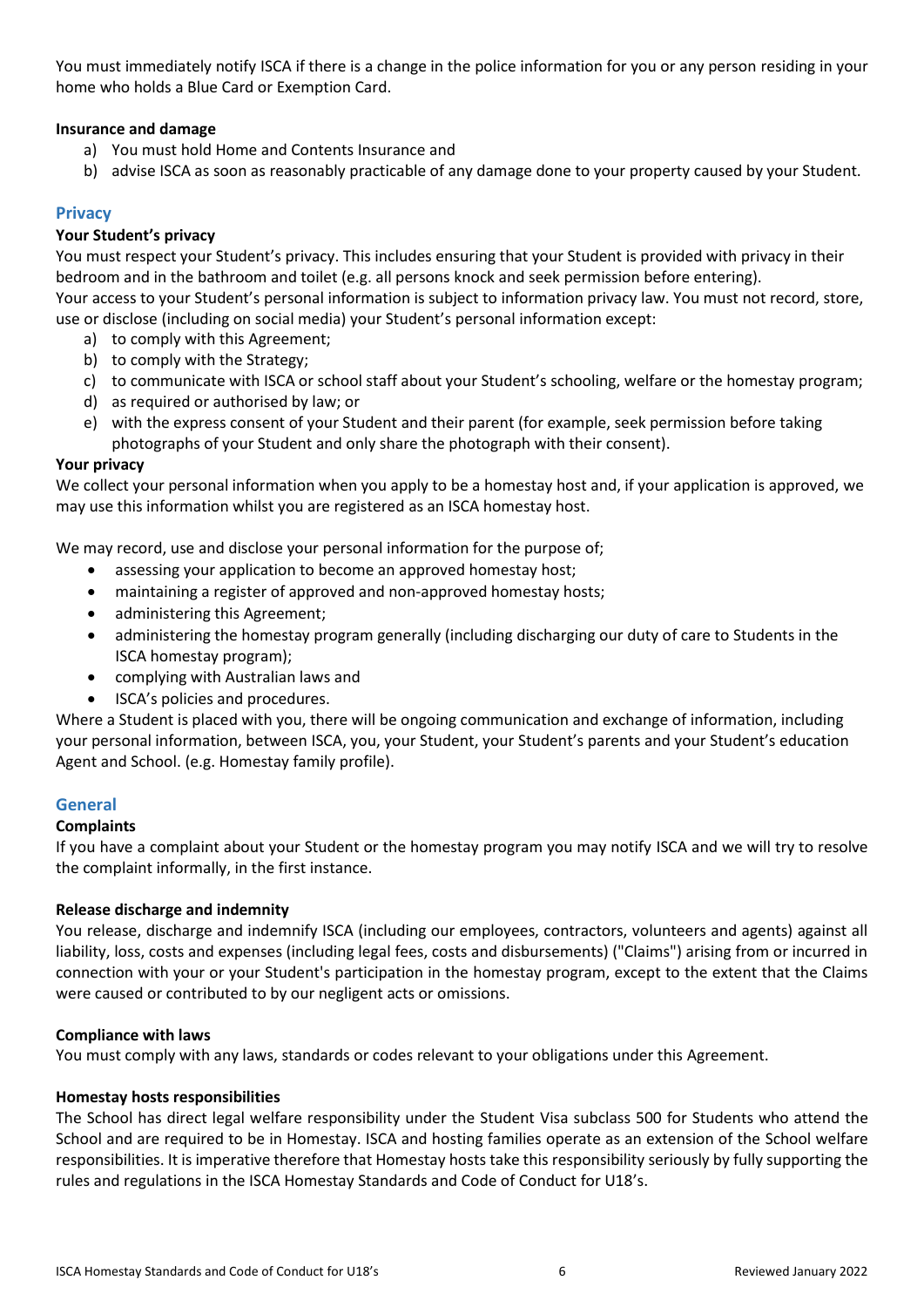You must immediately notify ISCA if there is a change in the police information for you or any person residing in your home who holds a Blue Card or Exemption Card.

**Insurance and damage**

a) You must hold Home and Contents Insurance and
b) advise ISCA as soon as reasonably practicable of any damage done to your property caused by your Student.

## Privacy

**Your Student's privacy**

You must respect your Student's privacy. This includes ensuring that your Student is provided with privacy in their bedroom and in the bathroom and toilet (e.g. all persons knock and seek permission before entering).
Your access to your Student's personal information is subject to information privacy law. You must not record, store, use or disclose (including on social media) your Student's personal information except:

a) to comply with this Agreement;
b) to comply with the Strategy;
c) to communicate with ISCA or school staff about your Student's schooling, welfare or the homestay program;
d) as required or authorised by law; or
e) with the express consent of your Student and their parent (for example, seek permission before taking photographs of your Student and only share the photograph with their consent).

**Your privacy**

We collect your personal information when you apply to be a homestay host and, if your application is approved, we may use this information whilst you are registered as an ISCA homestay host.

We may record, use and disclose your personal information for the purpose of;

- assessing your application to become an approved homestay host;
- maintaining a register of approved and non-approved homestay hosts;
- administering this Agreement;
- administering the homestay program generally (including discharging our duty of care to Students in the ISCA homestay program);
- complying with Australian laws and
- ISCA's policies and procedures.

Where a Student is placed with you, there will be ongoing communication and exchange of information, including your personal information, between ISCA, you, your Student, your Student's parents and your Student's education Agent and School. (e.g. Homestay family profile).

## General

**Complaints**

If you have a complaint about your Student or the homestay program you may notify ISCA and we will try to resolve the complaint informally, in the first instance.

**Release discharge and indemnity**

You release, discharge and indemnify ISCA (including our employees, contractors, volunteers and agents) against all liability, loss, costs and expenses (including legal fees, costs and disbursements) ("Claims") arising from or incurred in connection with your or your Student's participation in the homestay program, except to the extent that the Claims were caused or contributed to by our negligent acts or omissions.

**Compliance with laws**

You must comply with any laws, standards or codes relevant to your obligations under this Agreement.

**Homestay hosts responsibilities**

The School has direct legal welfare responsibility under the Student Visa subclass 500 for Students who attend the School and are required to be in Homestay. ISCA and hosting families operate as an extension of the School welfare responsibilities. It is imperative therefore that Homestay hosts take this responsibility seriously by fully supporting the rules and regulations in the ISCA Homestay Standards and Code of Conduct for U18's.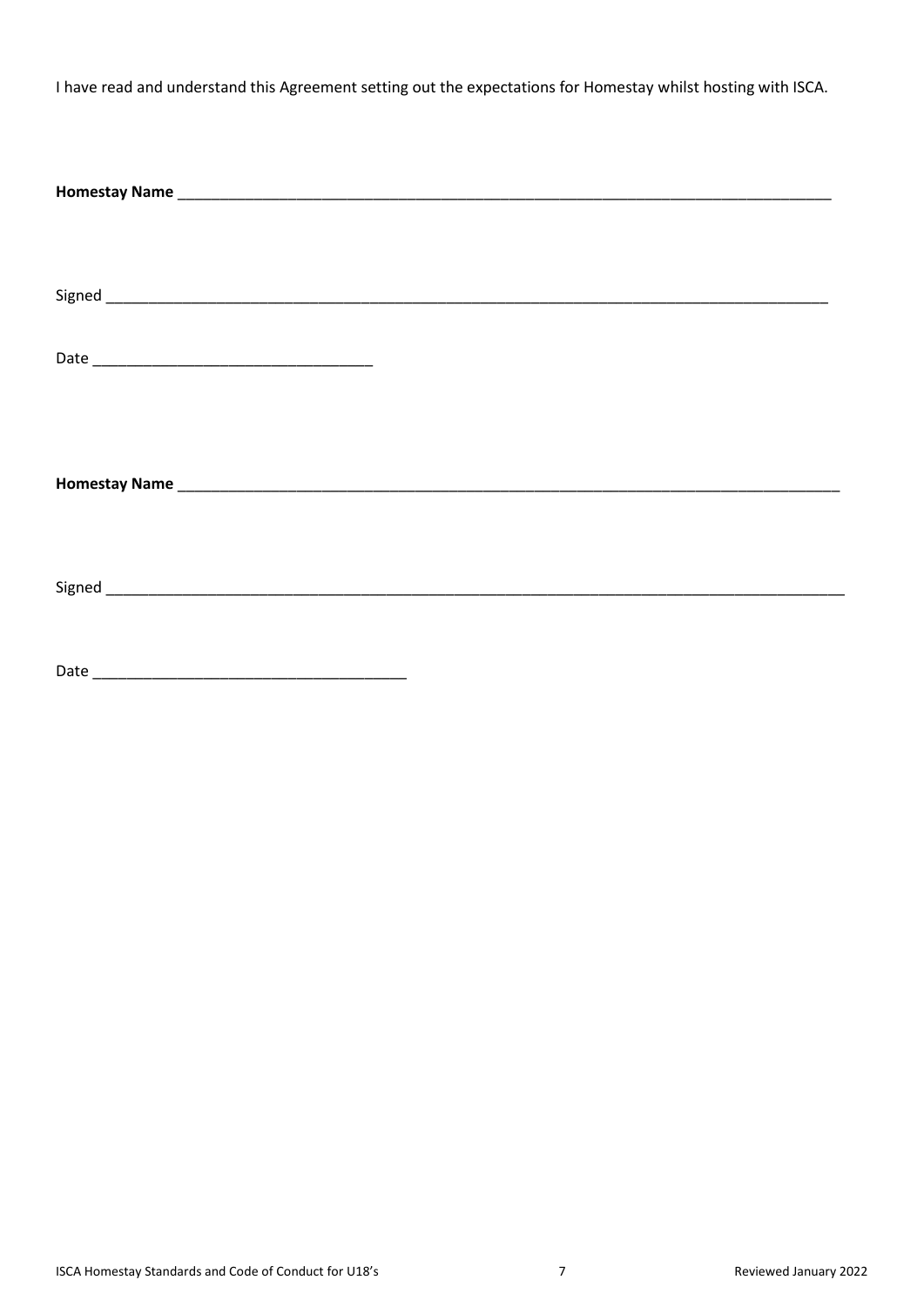I have read and understand this Agreement setting out the expectations for Homestay whilst hosting with ISCA.

**Homestay Name** ______________________________________________________________________________

Signed _______________________________________________________________________________________

Date _________________________________

**Homestay Name** ______________________________________________________________________________

Signed _______________________________________________________________________________________

Date _____________________________________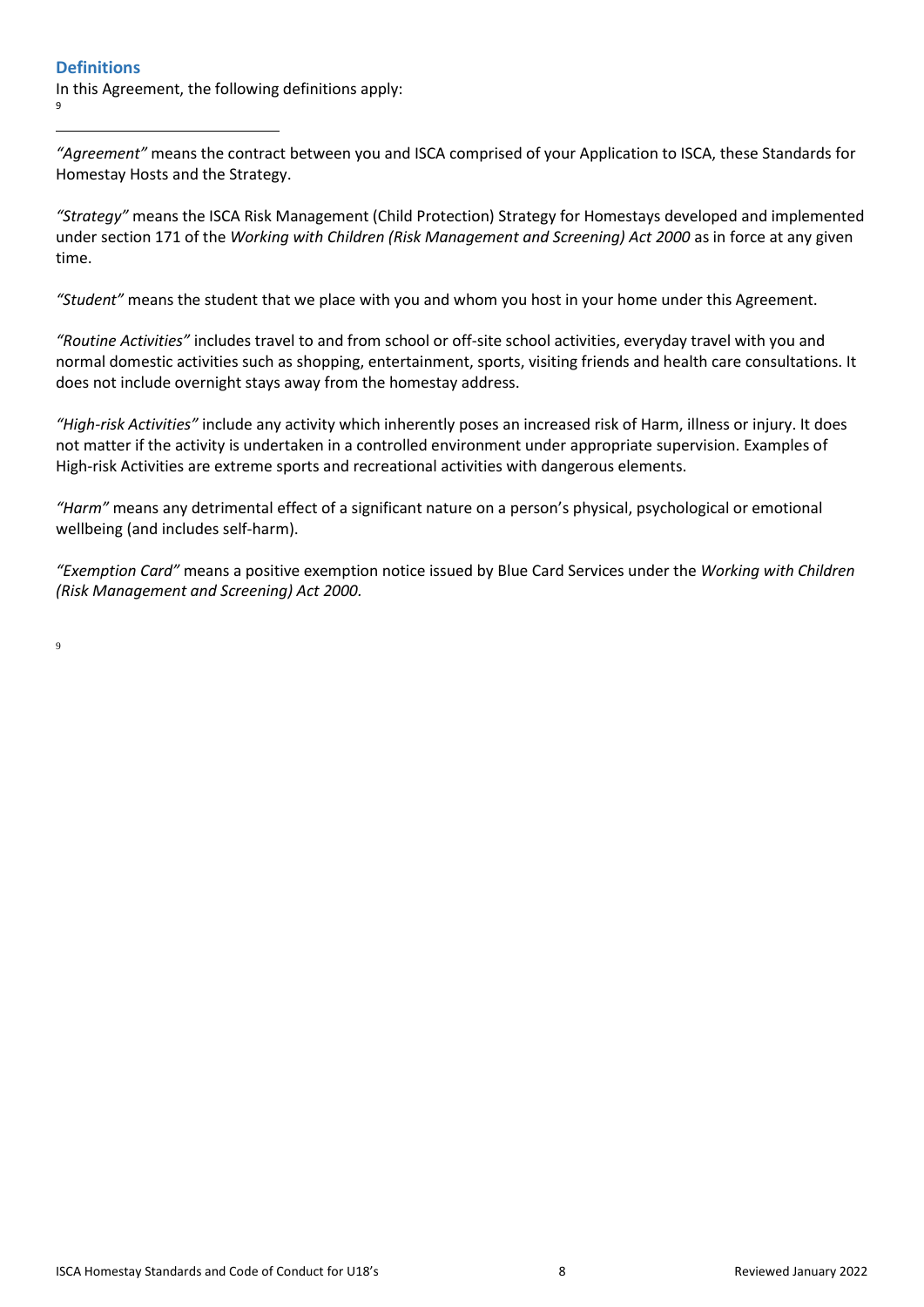## Definitions

In this Agreement, the following definitions apply:

*"Agreement"* means the contract between you and ISCA comprised of your Application to ISCA, these Standards for Homestay Hosts and the Strategy.

*"Strategy"* means the ISCA Risk Management (Child Protection) Strategy for Homestays developed and implemented under section 171 of the *Working with Children (Risk Management and Screening) Act 2000* as in force at any given time.

*"Student"* means the student that we place with you and whom you host in your home under this Agreement.

*"Routine Activities"* includes travel to and from school or off-site school activities, everyday travel with you and normal domestic activities such as shopping, entertainment, sports, visiting friends and health care consultations. It does not include overnight stays away from the homestay address.

*"High-risk Activities"* include any activity which inherently poses an increased risk of Harm, illness or injury. It does not matter if the activity is undertaken in a controlled environment under appropriate supervision. Examples of High-risk Activities are extreme sports and recreational activities with dangerous elements.

*"Harm"* means any detrimental effect of a significant nature on a person's physical, psychological or emotional wellbeing (and includes self-harm).

*"Exemption Card"* means a positive exemption notice issued by Blue Card Services under the *Working with Children (Risk Management and Screening) Act 2000.*

[9]